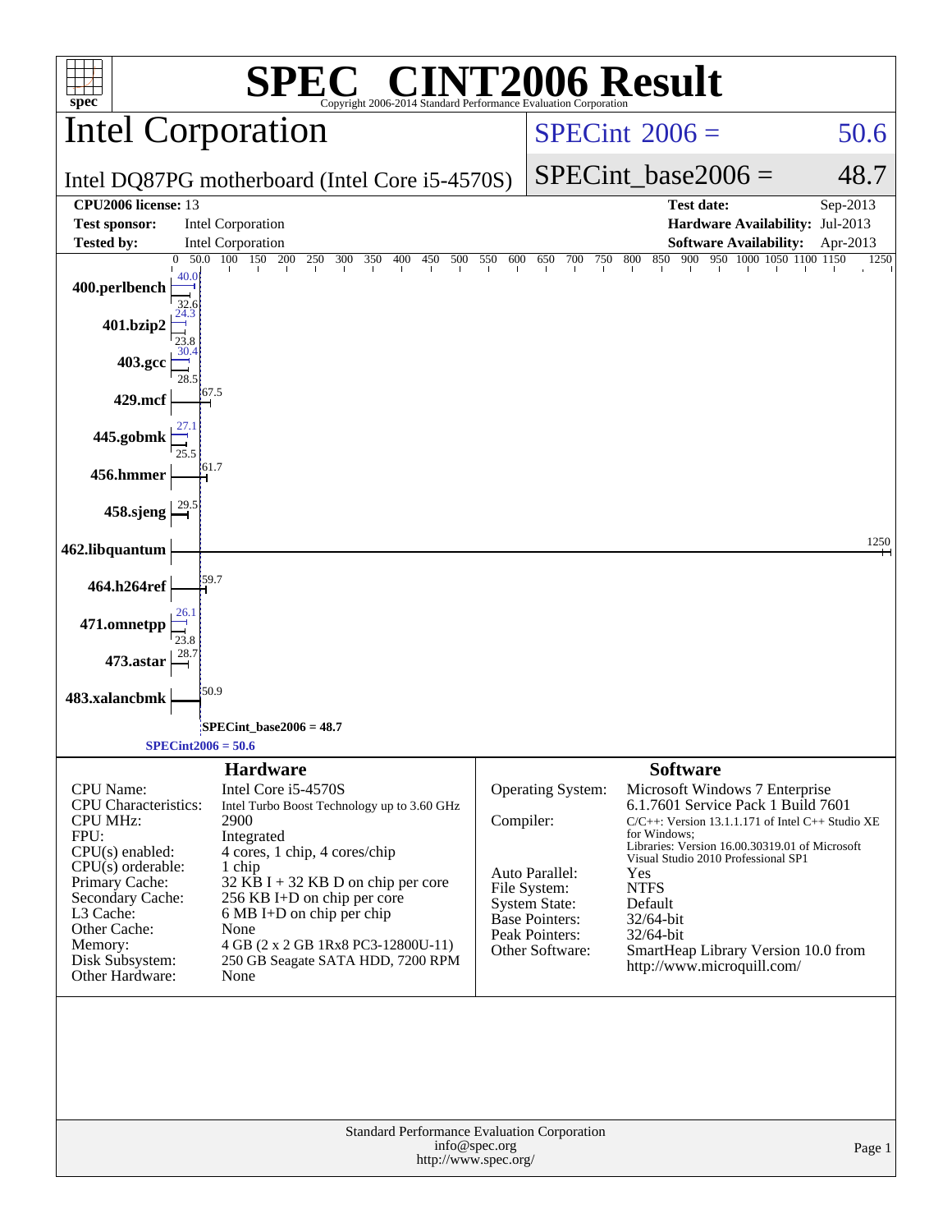# SPEC® CINT2006 Result

Copyright 2006-2014 Standard Performance Evaluation Corporation

## Intel Corporation

Intel DQ87PG motherboard (Intel Core i5-4570S)

SPECint 2006 = 50.6

SPECint_base2006 = 48.7

| | | | |
|---|---|---|---|
| **CPU2006 license:** 13 | | **Test date:** | Sep-2013 |
| **Test sponsor:** | Intel Corporation | **Hardware Availability:** | Jul-2013 |
| **Tested by:** | Intel Corporation | **Software Availability:** | Apr-2013 |

| Benchmark | Peak | Base |
|---|---|---|
| 400.perlbench | 40.0 | 32.6 |
| 401.bzip2 | 24.3 | 23.8 |
| 403.gcc | 30.4 | 28.5 |
| 429.mcf | 67.5 | |
| 445.gobmk | 27.1 | 25.5 |
| 456.hmmer | 61.7 | |
| 458.sjeng | 29.5 | |
| 462.libquantum | 1250 | |
| 464.h264ref | 59.7 | |
| 471.omnetpp | 26.1 | 23.8 |
| 473.astar | 28.7 | |
| 483.xalancbmk | 50.9 | |

SPECint_base2006 = 48.7

SPECint2006 = 50.6

### Hardware

| | |
|---|---|
| CPU Name: | Intel Core i5-4570S |
| CPU Characteristics: | Intel Turbo Boost Technology up to 3.60 GHz |
| CPU MHz: | 2900 |
| FPU: | Integrated |
| CPU(s) enabled: | 4 cores, 1 chip, 4 cores/chip |
| CPU(s) orderable: | 1 chip |
| Primary Cache: | 32 KB I + 32 KB D on chip per core |
| Secondary Cache: | 256 KB I+D on chip per core |
| L3 Cache: | 6 MB I+D on chip per chip |
| Other Cache: | None |
| Memory: | 4 GB (2 x 2 GB 1Rx8 PC3-12800U-11) |
| Disk Subsystem: | 250 GB Seagate SATA HDD, 7200 RPM |
| Other Hardware: | None |

### Software

| | |
|---|---|
| Operating System: | Microsoft Windows 7 Enterprise 6.1.7601 Service Pack 1 Build 7601 |
| Compiler: | C/C++: Version 13.1.1.171 of Intel C++ Studio XE for Windows; Libraries: Version 16.00.30319.01 of Microsoft Visual Studio 2010 Professional SP1 |
| Auto Parallel: | Yes |
| File System: | NTFS |
| System State: | Default |
| Base Pointers: | 32/64-bit |
| Peak Pointers: | 32/64-bit |
| Other Software: | SmartHeap Library Version 10.0 from http://www.microquill.com/ |

Standard Performance Evaluation Corporation
info@spec.org
http://www.spec.org/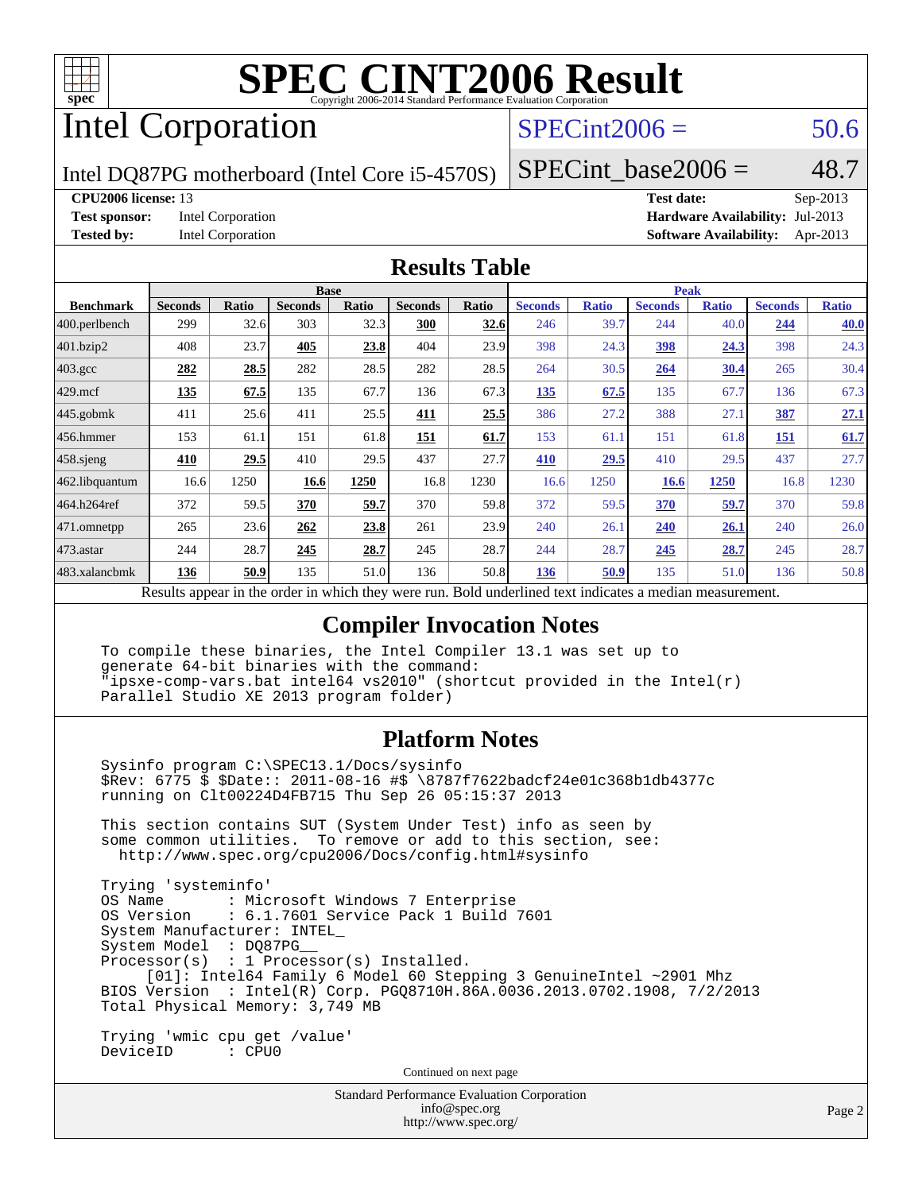# SPEC CINT2006 Result

Copyright 2006-2014 Standard Performance Evaluation Corporation

## Intel Corporation

Intel DQ87PG motherboard (Intel Core i5-4570S)

SPECint2006 = 50.6

SPECint_base2006 = 48.7

**CPU2006 license:** 13
**Test sponsor:** Intel Corporation
**Tested by:** Intel Corporation

**Test date:** Sep-2013
**Hardware Availability:** Jul-2013
**Software Availability:** Apr-2013

### Results Table

| Benchmark | Base | | | | | | Peak | | | | | |
|---|---|---|---|---|---|---|---|---|---|---|---|---|
| | Seconds | Ratio | Seconds | Ratio | Seconds | Ratio | Seconds | Ratio | Seconds | Ratio | Seconds | Ratio |
| 400.perlbench | 299 | 32.6 | 303 | 32.3 | **300** | **32.6** | 246 | 39.7 | 244 | 40.0 | **244** | **40.0** |
| 401.bzip2 | 408 | 23.7 | **405** | **23.8** | 404 | 23.9 | 398 | 24.3 | **398** | **24.3** | 398 | 24.3 |
| 403.gcc | **282** | **28.5** | 282 | 28.5 | 282 | 28.5 | 264 | 30.5 | **264** | **30.4** | 265 | 30.4 |
| 429.mcf | **135** | **67.5** | 135 | 67.7 | 136 | 67.3 | **135** | **67.5** | 135 | 67.7 | 136 | 67.3 |
| 445.gobmk | 411 | 25.6 | 411 | 25.5 | **411** | **25.5** | 386 | 27.2 | 388 | 27.1 | **387** | **27.1** |
| 456.hmmer | 153 | 61.1 | 151 | 61.8 | **151** | **61.7** | 153 | 61.1 | 151 | 61.8 | **151** | **61.7** |
| 458.sjeng | **410** | **29.5** | 410 | 29.5 | 437 | 27.7 | **410** | **29.5** | 410 | 29.5 | 437 | 27.7 |
| 462.libquantum | 16.6 | 1250 | **16.6** | **1250** | 16.8 | 1230 | 16.6 | 1250 | **16.6** | **1250** | 16.8 | 1230 |
| 464.h264ref | 372 | 59.5 | **370** | **59.7** | 370 | 59.8 | 372 | 59.5 | **370** | **59.7** | 370 | 59.8 |
| 471.omnetpp | 265 | 23.6 | **262** | **23.8** | 261 | 23.9 | 240 | 26.1 | **240** | **26.1** | 240 | 26.0 |
| 473.astar | 244 | 28.7 | **245** | **28.7** | 245 | 28.7 | 244 | 28.7 | **245** | **28.7** | 245 | 28.7 |
| 483.xalancbmk | **136** | **50.9** | 135 | 51.0 | 136 | 50.8 | **136** | **50.9** | 135 | 51.0 | 136 | 50.8 |

Results appear in the order in which they were run. Bold underlined text indicates a median measurement.

### Compiler Invocation Notes

```
To compile these binaries, the Intel Compiler 13.1 was set up to
generate 64-bit binaries with the command:
"ipsxe-comp-vars.bat intel64 vs2010" (shortcut provided in the Intel(r)
Parallel Studio XE 2013 program folder)
```

### Platform Notes

```
Sysinfo program C:\SPEC13.1/Docs/sysinfo
$Rev: 6775 $ $Date:: 2011-08-16 #$ \8787f7622badcf24e01c368b1db4377c
running on Clt00224D4FB715 Thu Sep 26 05:15:37 2013

This section contains SUT (System Under Test) info as seen by
some common utilities.  To remove or add to this section, see:
  http://www.spec.org/cpu2006/Docs/config.html#sysinfo

Trying 'systeminfo'
OS Name        : Microsoft Windows 7 Enterprise
OS Version     : 6.1.7601 Service Pack 1 Build 7601
System Manufacturer: INTEL_
System Model   : DQ87PG__
Processor(s)   : 1 Processor(s) Installed.
     [01]: Intel64 Family 6 Model 60 Stepping 3 GenuineIntel ~2901 Mhz
BIOS Version   : Intel(R) Corp. PGQ8710H.86A.0036.2013.0702.1908, 7/2/2013
Total Physical Memory: 3,749 MB

Trying 'wmic cpu get /value'
DeviceID       : CPU0
```

Continued on next page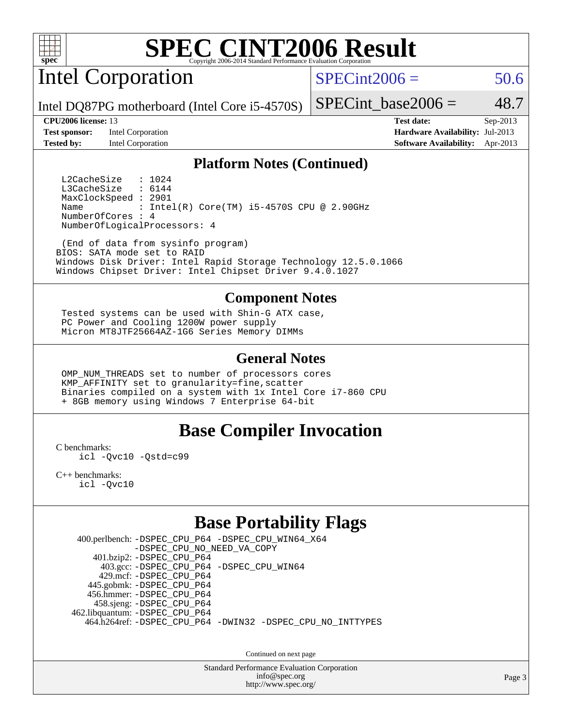# SPEC CINT2006 Result

## Intel Corporation

Intel DQ87PG motherboard (Intel Core i5-4570S)

SPECint2006 = 50.6

SPECint_base2006 = 48.7

**CPU2006 license:** 13
**Test sponsor:** Intel Corporation
**Tested by:** Intel Corporation

**Test date:** Sep-2013
**Hardware Availability:** Jul-2013
**Software Availability:** Apr-2013

### Platform Notes (Continued)

```
L2CacheSize   : 1024
L3CacheSize   : 6144
MaxClockSpeed : 2901
Name          : Intel(R) Core(TM) i5-4570S CPU @ 2.90GHz
NumberOfCores : 4
NumberOfLogicalProcessors: 4

 (End of data from sysinfo program)
BIOS: SATA mode set to RAID
Windows Disk Driver: Intel Rapid Storage Technology 12.5.0.1066
Windows Chipset Driver: Intel Chipset Driver 9.4.0.1027
```

### Component Notes

```
Tested systems can be used with Shin-G ATX case,
PC Power and Cooling 1200W power supply
Micron MT8JTF25664AZ-1G6 Series Memory DIMMs
```

### General Notes

```
OMP_NUM_THREADS set to number of processors cores
KMP_AFFINITY set to granularity=fine,scatter
Binaries compiled on a system with 1x Intel Core i7-860 CPU
+ 8GB memory using Windows 7 Enterprise 64-bit
```

## Base Compiler Invocation

C benchmarks:
    icl -Qvc10 -Qstd=c99

C++ benchmarks:
    icl -Qvc10

## Base Portability Flags

400.perlbench: -DSPEC_CPU_P64 -DSPEC_CPU_WIN64_X64 -DSPEC_CPU_NO_NEED_VA_COPY
401.bzip2: -DSPEC_CPU_P64
403.gcc: -DSPEC_CPU_P64 -DSPEC_CPU_WIN64
429.mcf: -DSPEC_CPU_P64
445.gobmk: -DSPEC_CPU_P64
456.hmmer: -DSPEC_CPU_P64
458.sjeng: -DSPEC_CPU_P64
462.libquantum: -DSPEC_CPU_P64
464.h264ref: -DSPEC_CPU_P64 -DWIN32 -DSPEC_CPU_NO_INTTYPES

Continued on next page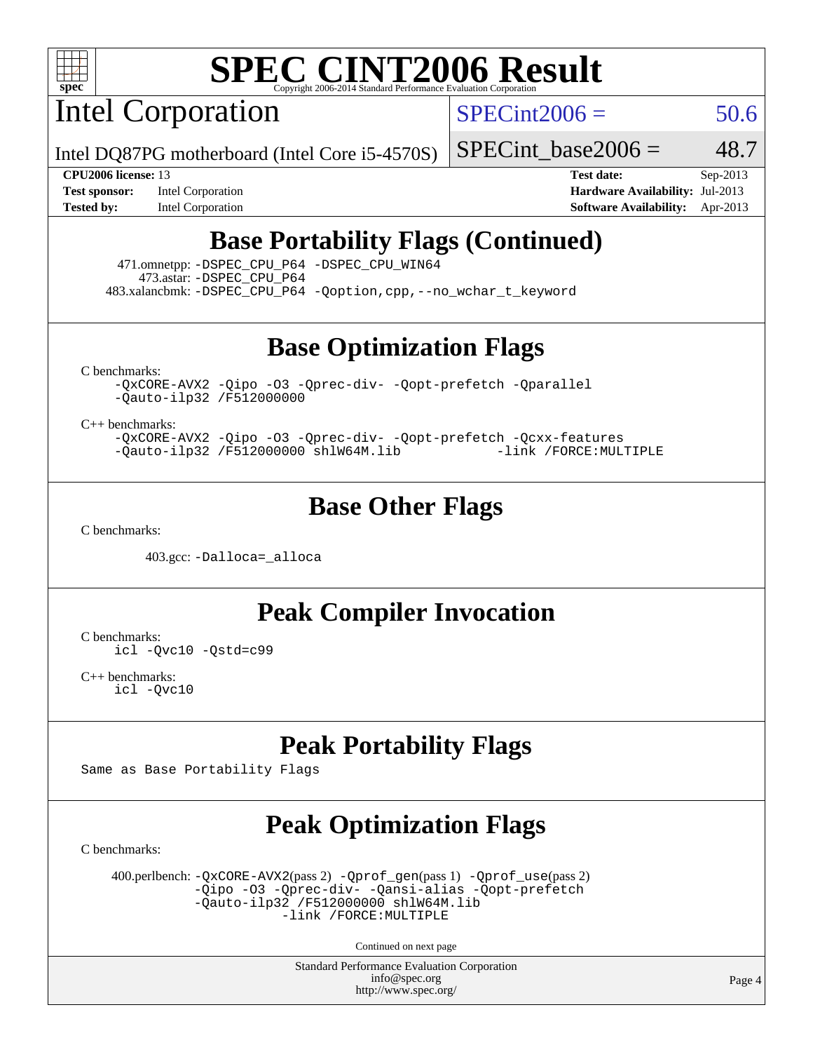## Base Portability Flags (Continued)

471.omnetpp: -DSPEC_CPU_P64 -DSPEC_CPU_WIN64
473.astar: -DSPEC_CPU_P64
483.xalancbmk: -DSPEC_CPU_P64 -Qoption,cpp,--no_wchar_t_keyword

## Base Optimization Flags

C benchmarks:

-QxCORE-AVX2 -Qipo -O3 -Qprec-div- -Qopt-prefetch -Qparallel -Qauto-ilp32 /F512000000

C++ benchmarks:

-QxCORE-AVX2 -Qipo -O3 -Qprec-div- -Qopt-prefetch -Qcxx-features -Qauto-ilp32 /F512000000 shlW64M.lib -link /FORCE:MULTIPLE

## Base Other Flags

C benchmarks:

403.gcc: -Dalloca=_alloca

## Peak Compiler Invocation

C benchmarks:

icl -Qvc10 -Qstd=c99

C++ benchmarks:

icl -Qvc10

## Peak Portability Flags

Same as Base Portability Flags

## Peak Optimization Flags

C benchmarks:

400.perlbench: -QxCORE-AVX2(pass 2) -Qprof_gen(pass 1) -Qprof_use(pass 2) -Qipo -O3 -Qprec-div- -Qansi-alias -Qopt-prefetch -Qauto-ilp32 /F512000000 shlW64M.lib -link /FORCE:MULTIPLE

Continued on next page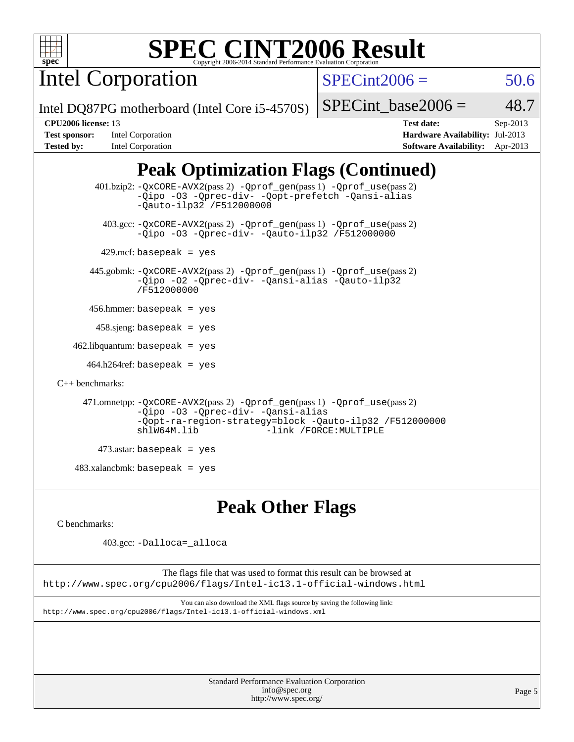# SPEC CINT2006 Result

Copyright 2006-2014 Standard Performance Evaluation Corporation

## Intel Corporation

Intel DQ87PG motherboard (Intel Core i5-4570S)

SPECint2006 = 50.6

SPECint_base2006 = 48.7

**CPU2006 license:** 13
**Test sponsor:** Intel Corporation
**Tested by:** Intel Corporation
**Test date:** Sep-2013
**Hardware Availability:** Jul-2013
**Software Availability:** Apr-2013

## Peak Optimization Flags (Continued)

401.bzip2: `-QxCORE-AVX2`(pass 2) `-Qprof_gen`(pass 1) `-Qprof_use`(pass 2) `-Qipo -O3 -Qprec-div- -Qopt-prefetch -Qansi-alias -Qauto-ilp32 /F512000000`

403.gcc: `-QxCORE-AVX2`(pass 2) `-Qprof_gen`(pass 1) `-Qprof_use`(pass 2) `-Qipo -O3 -Qprec-div- -Qauto-ilp32 /F512000000`

429.mcf: `basepeak = yes`

445.gobmk: `-QxCORE-AVX2`(pass 2) `-Qprof_gen`(pass 1) `-Qprof_use`(pass 2) `-Qipo -O2 -Qprec-div- -Qansi-alias -Qauto-ilp32 /F512000000`

456.hmmer: `basepeak = yes`

458.sjeng: `basepeak = yes`

462.libquantum: `basepeak = yes`

464.h264ref: `basepeak = yes`

C++ benchmarks:

471.omnetpp: `-QxCORE-AVX2`(pass 2) `-Qprof_gen`(pass 1) `-Qprof_use`(pass 2) `-Qipo -O3 -Qprec-div- -Qansi-alias -Qopt-ra-region-strategy=block -Qauto-ilp32 /F512000000 shlW64M.lib -link /FORCE:MULTIPLE`

473.astar: `basepeak = yes`

483.xalancbmk: `basepeak = yes`

## Peak Other Flags

C benchmarks:

403.gcc: `-Dalloca=_alloca`

The flags file that was used to format this result can be browsed at
http://www.spec.org/cpu2006/flags/Intel-ic13.1-official-windows.html

You can also download the XML flags source by saving the following link:
http://www.spec.org/cpu2006/flags/Intel-ic13.1-official-windows.xml

Standard Performance Evaluation Corporation
info@spec.org
http://www.spec.org/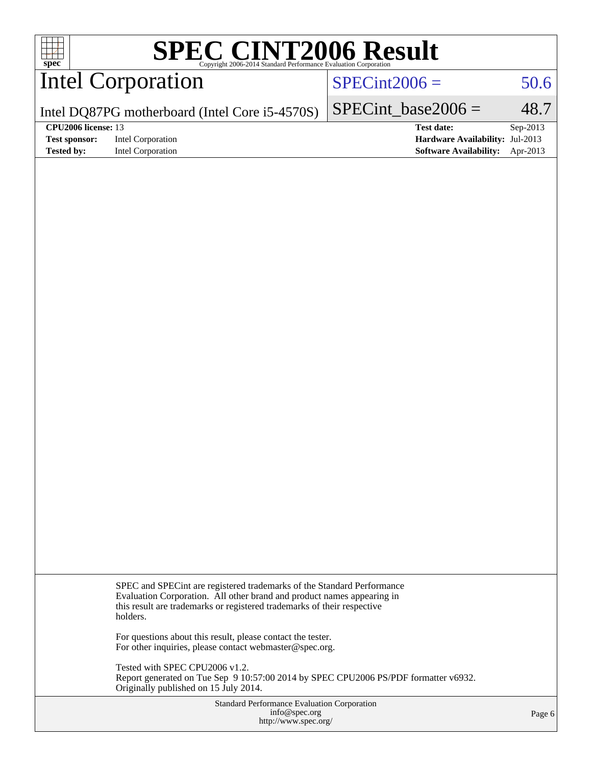SPEC and SPECint are registered trademarks of the Standard Performance Evaluation Corporation. All other brand and product names appearing in this result are trademarks or registered trademarks of their respective holders.

For questions about this result, please contact the tester.
For other inquiries, please contact webmaster@spec.org.

Tested with SPEC CPU2006 v1.2.
Report generated on Tue Sep 9 10:57:00 2014 by SPEC CPU2006 PS/PDF formatter v6932.
Originally published on 15 July 2014.